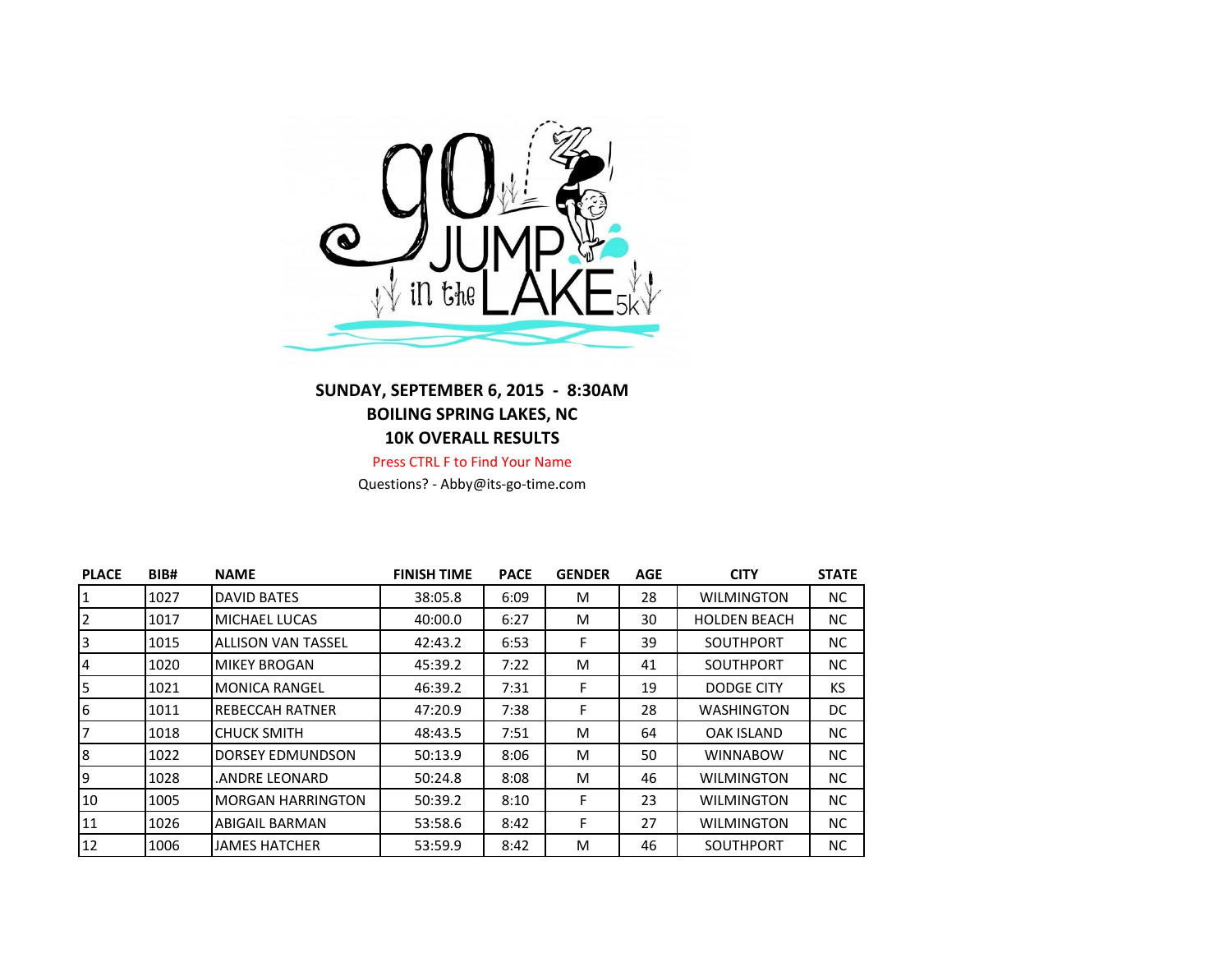**SUNDAY, SEPTEMBER 6, 2015 - 8:30AM**
**BOILING SPRING LAKES, NC**
**10K OVERALL RESULTS**

Press CTRL F to Find Your Name

Questions? - Abby@its-go-time.com

| PLACE | BIB# | NAME | FINISH TIME | PACE | GENDER | AGE | CITY | STATE |
|---|---|---|---|---|---|---|---|---|
| 1 | 1027 | DAVID BATES | 38:05.8 | 6:09 | M | 28 | WILMINGTON | NC |
| 2 | 1017 | MICHAEL LUCAS | 40:00.0 | 6:27 | M | 30 | HOLDEN BEACH | NC |
| 3 | 1015 | ALLISON VAN TASSEL | 42:43.2 | 6:53 | F | 39 | SOUTHPORT | NC |
| 4 | 1020 | MIKEY BROGAN | 45:39.2 | 7:22 | M | 41 | SOUTHPORT | NC |
| 5 | 1021 | MONICA RANGEL | 46:39.2 | 7:31 | F | 19 | DODGE CITY | KS |
| 6 | 1011 | REBECCAH RATNER | 47:20.9 | 7:38 | F | 28 | WASHINGTON | DC |
| 7 | 1018 | CHUCK SMITH | 48:43.5 | 7:51 | M | 64 | OAK ISLAND | NC |
| 8 | 1022 | DORSEY EDMUNDSON | 50:13.9 | 8:06 | M | 50 | WINNABOW | NC |
| 9 | 1028 | .ANDRE LEONARD | 50:24.8 | 8:08 | M | 46 | WILMINGTON | NC |
| 10 | 1005 | MORGAN HARRINGTON | 50:39.2 | 8:10 | F | 23 | WILMINGTON | NC |
| 11 | 1026 | ABIGAIL BARMAN | 53:58.6 | 8:42 | F | 27 | WILMINGTON | NC |
| 12 | 1006 | JAMES HATCHER | 53:59.9 | 8:42 | M | 46 | SOUTHPORT | NC |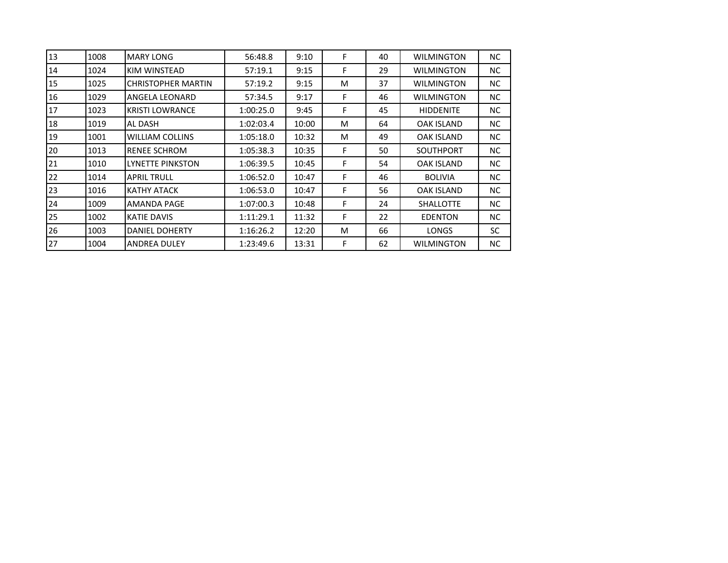| | | | | | | | | |
|---|---|---|---|---|---|---|---|---|
| 13 | 1008 | MARY LONG | 56:48.8 | 9:10 | F | 40 | WILMINGTON | NC |
| 14 | 1024 | KIM WINSTEAD | 57:19.1 | 9:15 | F | 29 | WILMINGTON | NC |
| 15 | 1025 | CHRISTOPHER MARTIN | 57:19.2 | 9:15 | M | 37 | WILMINGTON | NC |
| 16 | 1029 | ANGELA LEONARD | 57:34.5 | 9:17 | F | 46 | WILMINGTON | NC |
| 17 | 1023 | KRISTI LOWRANCE | 1:00:25.0 | 9:45 | F | 45 | HIDDENITE | NC |
| 18 | 1019 | AL DASH | 1:02:03.4 | 10:00 | M | 64 | OAK ISLAND | NC |
| 19 | 1001 | WILLIAM COLLINS | 1:05:18.0 | 10:32 | M | 49 | OAK ISLAND | NC |
| 20 | 1013 | RENEE SCHROM | 1:05:38.3 | 10:35 | F | 50 | SOUTHPORT | NC |
| 21 | 1010 | LYNETTE PINKSTON | 1:06:39.5 | 10:45 | F | 54 | OAK ISLAND | NC |
| 22 | 1014 | APRIL TRULL | 1:06:52.0 | 10:47 | F | 46 | BOLIVIA | NC |
| 23 | 1016 | KATHY ATACK | 1:06:53.0 | 10:47 | F | 56 | OAK ISLAND | NC |
| 24 | 1009 | AMANDA PAGE | 1:07:00.3 | 10:48 | F | 24 | SHALLOTTE | NC |
| 25 | 1002 | KATIE DAVIS | 1:11:29.1 | 11:32 | F | 22 | EDENTON | NC |
| 26 | 1003 | DANIEL DOHERTY | 1:16:26.2 | 12:20 | M | 66 | LONGS | SC |
| 27 | 1004 | ANDREA DULEY | 1:23:49.6 | 13:31 | F | 62 | WILMINGTON | NC |